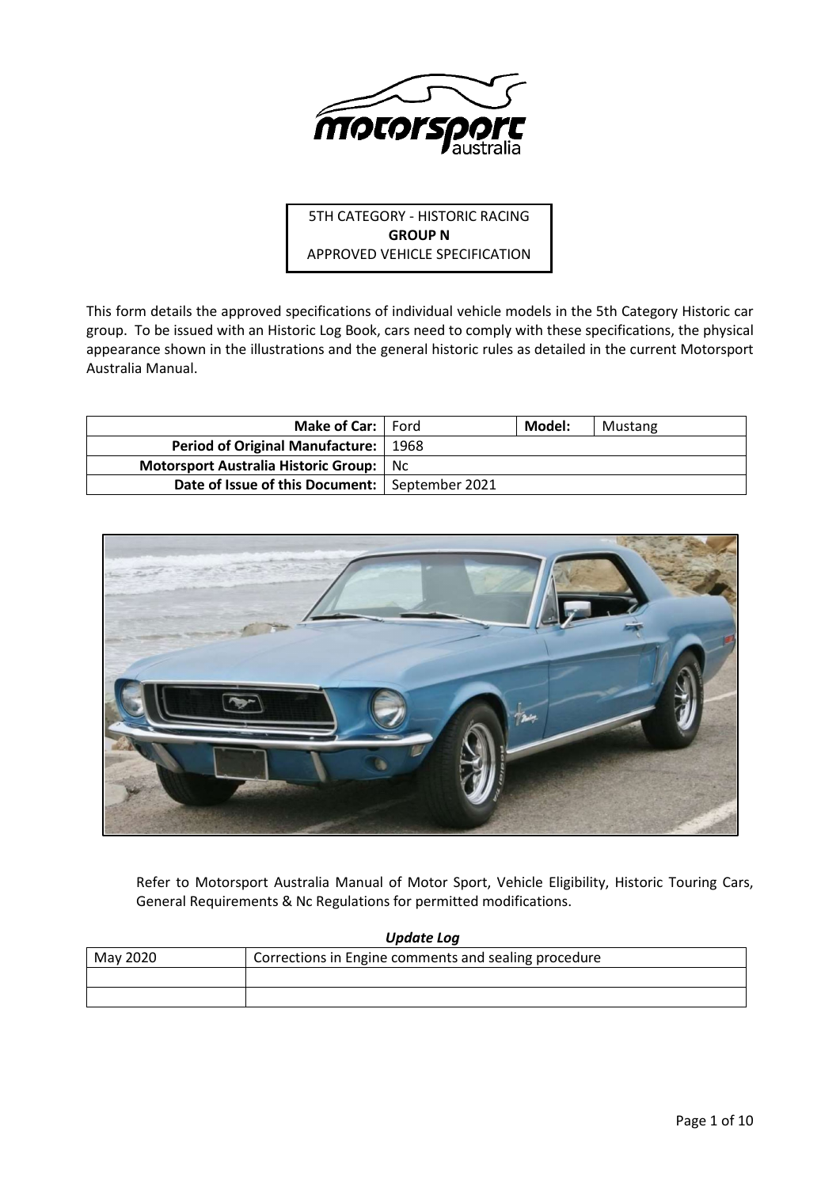5TH CATEGORY - HISTORIC RACING
**GROUP N**
APPROVED VEHICLE SPECIFICATION

This form details the approved specifications of individual vehicle models in the 5th Category Historic car group. To be issued with an Historic Log Book, cars need to comply with these specifications, the physical appearance shown in the illustrations and the general historic rules as detailed in the current Motorsport Australia Manual.

| **Make of Car:** | Ford | **Model:** | Mustang |
|---|---|---|---|
| **Period of Original Manufacture:** | 1968 | | |
| **Motorsport Australia Historic Group:** | Nc | | |
| **Date of Issue of this Document:** | September 2021 | | |

Refer to Motorsport Australia Manual of Motor Sport, Vehicle Eligibility, Historic Touring Cars, General Requirements & Nc Regulations for permitted modifications.

***Update Log***

| May 2020 | Corrections in Engine comments and sealing procedure |
|---|---|
| | |
| | |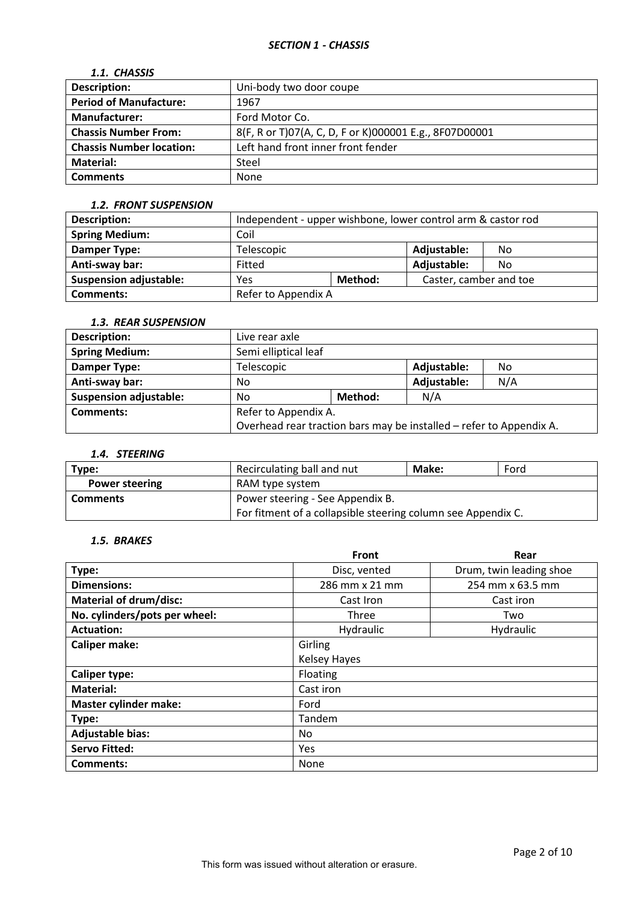## *SECTION 1 - CHASSIS*

### *1.1. CHASSIS*

| **Description:** | Uni-body two door coupe |
|---|---|
| **Period of Manufacture:** | 1967 |
| **Manufacturer:** | Ford Motor Co. |
| **Chassis Number From:** | 8(F, R or T)07(A, C, D, F or K)000001 E.g., 8F07D00001 |
| **Chassis Number location:** | Left hand front inner front fender |
| **Material:** | Steel |
| **Comments** | None |

### *1.2. FRONT SUSPENSION*

| **Description:** | Independent - upper wishbone, lower control arm & castor rod | | | |
|---|---|---|---|---|
| **Spring Medium:** | Coil | | | |
| **Damper Type:** | Telescopic | | **Adjustable:** | No |
| **Anti-sway bar:** | Fitted | | **Adjustable:** | No |
| **Suspension adjustable:** | Yes | **Method:** | Caster, camber and toe | |
| **Comments:** | Refer to Appendix A | | | |

### *1.3. REAR SUSPENSION*

| **Description:** | Live rear axle | | | |
|---|---|---|---|---|
| **Spring Medium:** | Semi elliptical leaf | | | |
| **Damper Type:** | Telescopic | | **Adjustable:** | No |
| **Anti-sway bar:** | No | | **Adjustable:** | N/A |
| **Suspension adjustable:** | No | **Method:** | N/A | |
| **Comments:** | Refer to Appendix A.<br>Overhead rear traction bars may be installed – refer to Appendix A. | | | |

### *1.4. STEERING*

| **Type:** | Recirculating ball and nut | **Make:** | Ford |
|---|---|---|---|
| **Power steering** | RAM type system | | |
| **Comments** | Power steering - See Appendix B.<br>For fitment of a collapsible steering column see Appendix C. | | |

### *1.5. BRAKES*

| | **Front** | **Rear** |
|---|---|---|
| **Type:** | Disc, vented | Drum, twin leading shoe |
| **Dimensions:** | 286 mm x 21 mm | 254 mm x 63.5 mm |
| **Material of drum/disc:** | Cast Iron | Cast iron |
| **No. cylinders/pots per wheel:** | Three | Two |
| **Actuation:** | Hydraulic | Hydraulic |
| **Caliper make:** | Girling<br>Kelsey Hayes | |
| **Caliper type:** | Floating | |
| **Material:** | Cast iron | |
| **Master cylinder make:** | Ford | |
| **Type:** | Tandem | |
| **Adjustable bias:** | No | |
| **Servo Fitted:** | Yes | |
| **Comments:** | None | |

This form was issued without alteration or erasure.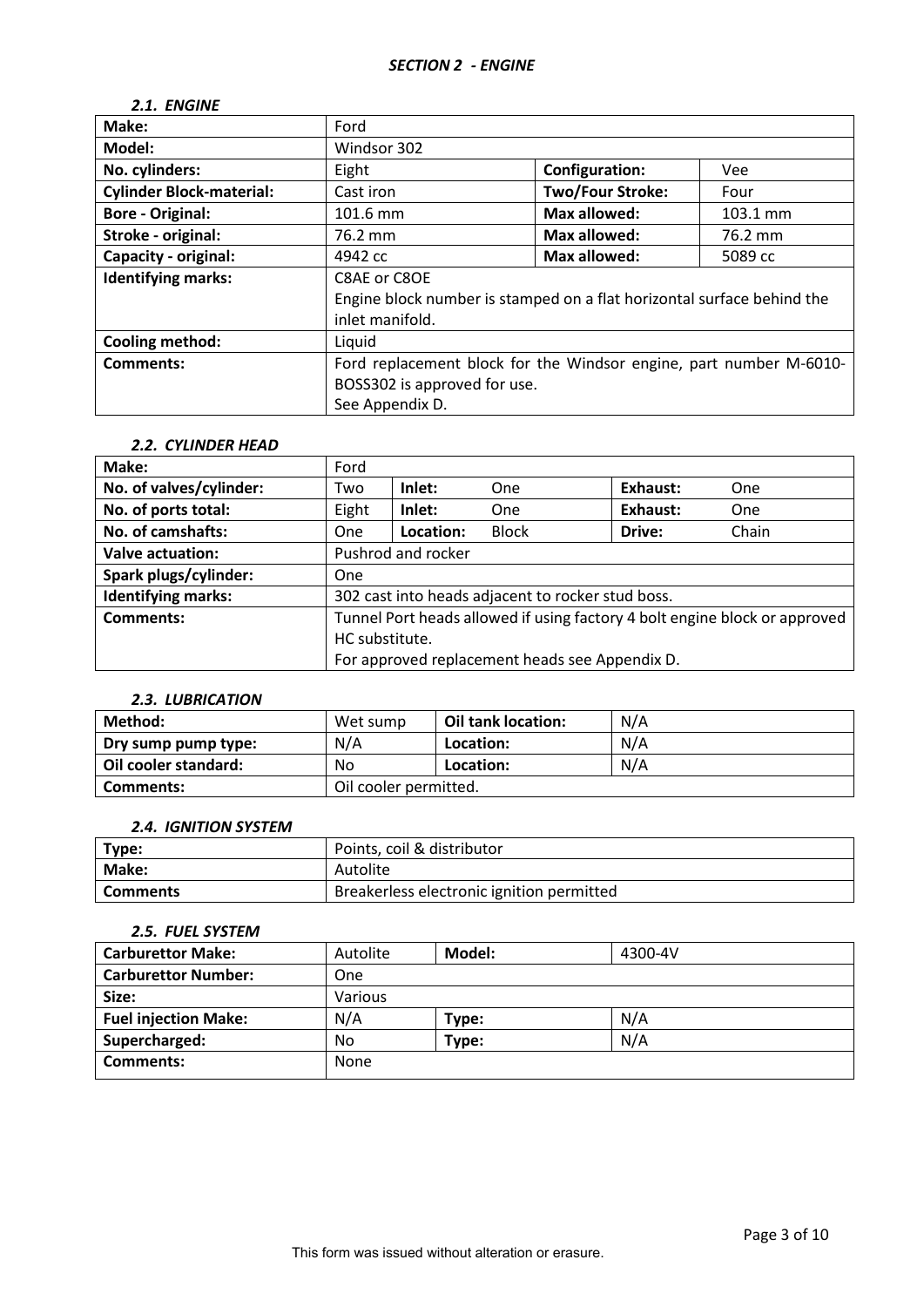## *SECTION 2 - ENGINE*

### *2.1. ENGINE*

| **Make:** | Ford | | |
|---|---|---|---|
| **Model:** | Windsor 302 | | |
| **No. cylinders:** | Eight | **Configuration:** | Vee |
| **Cylinder Block-material:** | Cast iron | **Two/Four Stroke:** | Four |
| **Bore - Original:** | 101.6 mm | **Max allowed:** | 103.1 mm |
| **Stroke - original:** | 76.2 mm | **Max allowed:** | 76.2 mm |
| **Capacity - original:** | 4942 cc | **Max allowed:** | 5089 cc |
| **Identifying marks:** | C8AE or C8OE<br>Engine block number is stamped on a flat horizontal surface behind the inlet manifold. | | |
| **Cooling method:** | Liquid | | |
| **Comments:** | Ford replacement block for the Windsor engine, part number M-6010-BOSS302 is approved for use.<br>See Appendix D. | | |

### *2.2. CYLINDER HEAD*

| **Make:** | Ford | | | | |
|---|---|---|---|---|---|
| **No. of valves/cylinder:** | Two | **Inlet:** | One | **Exhaust:** | One |
| **No. of ports total:** | Eight | **Inlet:** | One | **Exhaust:** | One |
| **No. of camshafts:** | One | **Location:** | Block | **Drive:** | Chain |
| **Valve actuation:** | Pushrod and rocker | | | | |
| **Spark plugs/cylinder:** | One | | | | |
| **Identifying marks:** | 302 cast into heads adjacent to rocker stud boss. | | | | |
| **Comments:** | Tunnel Port heads allowed if using factory 4 bolt engine block or approved HC substitute.<br>For approved replacement heads see Appendix D. | | | | |

### *2.3. LUBRICATION*

| **Method:** | Wet sump | **Oil tank location:** | N/A |
|---|---|---|---|
| **Dry sump pump type:** | N/A | **Location:** | N/A |
| **Oil cooler standard:** | No | **Location:** | N/A |
| **Comments:** | Oil cooler permitted. | | |

### *2.4. IGNITION SYSTEM*

| **Type:** | Points, coil & distributor |
|---|---|
| **Make:** | Autolite |
| **Comments** | Breakerless electronic ignition permitted |

### *2.5. FUEL SYSTEM*

| **Carburettor Make:** | Autolite | **Model:** | 4300-4V |
|---|---|---|---|
| **Carburettor Number:** | One | | |
| **Size:** | Various | | |
| **Fuel injection Make:** | N/A | **Type:** | N/A |
| **Supercharged:** | No | **Type:** | N/A |
| **Comments:** | None | | |

This form was issued without alteration or erasure.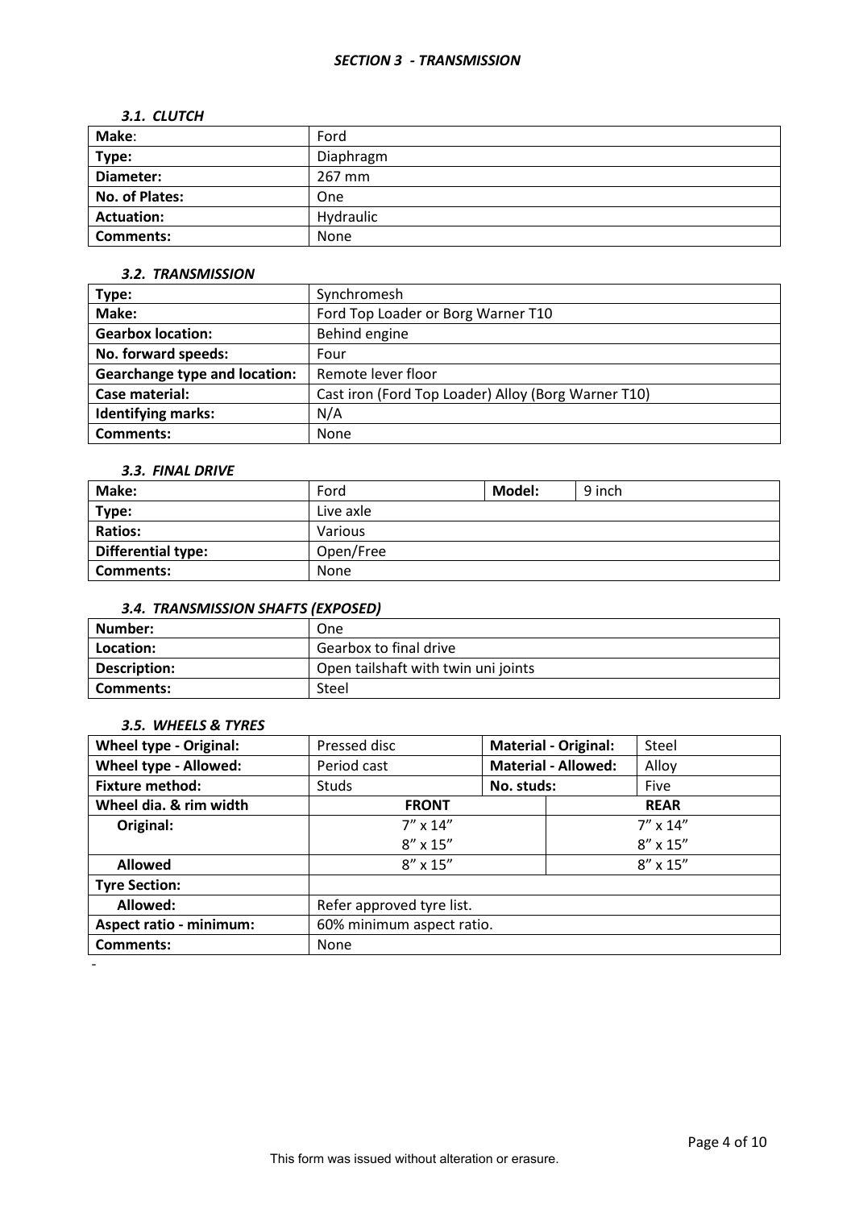## *SECTION 3 - TRANSMISSION*

### *3.1. CLUTCH*

| | |
|---|---|
| **Make**: | Ford |
| **Type:** | Diaphragm |
| **Diameter:** | 267 mm |
| **No. of Plates:** | One |
| **Actuation:** | Hydraulic |
| **Comments:** | None |

### *3.2. TRANSMISSION*

| | |
|---|---|
| **Type:** | Synchromesh |
| **Make:** | Ford Top Loader or Borg Warner T10 |
| **Gearbox location:** | Behind engine |
| **No. forward speeds:** | Four |
| **Gearchange type and location:** | Remote lever floor |
| **Case material:** | Cast iron (Ford Top Loader) Alloy (Borg Warner T10) |
| **Identifying marks:** | N/A |
| **Comments:** | None |

### *3.3. FINAL DRIVE*

| | | | |
|---|---|---|---|
| **Make:** | Ford | **Model:** | 9 inch |
| **Type:** | Live axle | | |
| **Ratios:** | Various | | |
| **Differential type:** | Open/Free | | |
| **Comments:** | None | | |

### *3.4. TRANSMISSION SHAFTS (EXPOSED)*

| | |
|---|---|
| **Number:** | One |
| **Location:** | Gearbox to final drive |
| **Description:** | Open tailshaft with twin uni joints |
| **Comments:** | Steel |

### *3.5. WHEELS & TYRES*

| | | | |
|---|---|---|---|
| **Wheel type - Original:** | Pressed disc | **Material - Original:** | Steel |
| **Wheel type - Allowed:** | Period cast | **Material - Allowed:** | Alloy |
| **Fixture method:** | Studs | **No. studs:** | Five |
| **Wheel dia. & rim width** | **FRONT** | | **REAR** |
| **Original:** | 7" x 14"<br>8" x 15" | | 7" x 14"<br>8" x 15" |
| **Allowed** | 8" x 15" | | 8" x 15" |
| **Tyre Section:** | | | |
| **Allowed:** | Refer approved tyre list. | | |
| **Aspect ratio - minimum:** | 60% minimum aspect ratio. | | |
| **Comments:** | None | | |

-

This form was issued without alteration or erasure.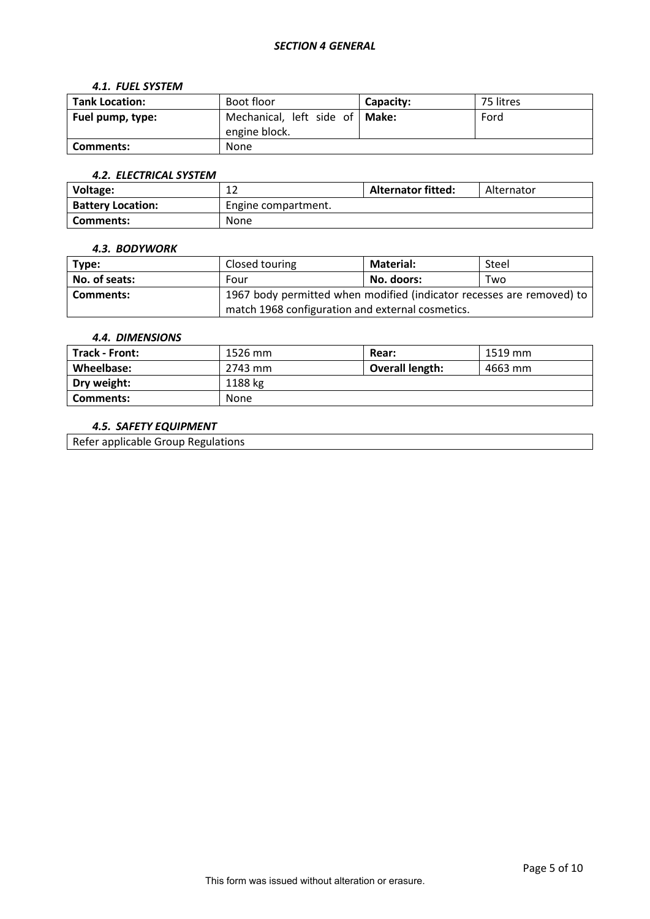## *SECTION 4 GENERAL*

### *4.1. FUEL SYSTEM*

| **Tank Location:** | Boot floor | **Capacity:** | 75 litres |
|---|---|---|---|
| **Fuel pump, type:** | Mechanical, left side of engine block. | **Make:** | Ford |
| **Comments:** | None | | |

### *4.2. ELECTRICAL SYSTEM*

| **Voltage:** | 12 | **Alternator fitted:** | Alternator |
|---|---|---|---|
| **Battery Location:** | Engine compartment. | | |
| **Comments:** | None | | |

### *4.3. BODYWORK*

| **Type:** | Closed touring | **Material:** | Steel |
|---|---|---|---|
| **No. of seats:** | Four | **No. doors:** | Two |
| **Comments:** | 1967 body permitted when modified (indicator recesses are removed) to match 1968 configuration and external cosmetics. | | |

### *4.4. DIMENSIONS*

| **Track - Front:** | 1526 mm | **Rear:** | 1519 mm |
|---|---|---|---|
| **Wheelbase:** | 2743 mm | **Overall length:** | 4663 mm |
| **Dry weight:** | 1188 kg | | |
| **Comments:** | None | | |

### *4.5. SAFETY EQUIPMENT*

Refer applicable Group Regulations

This form was issued without alteration or erasure.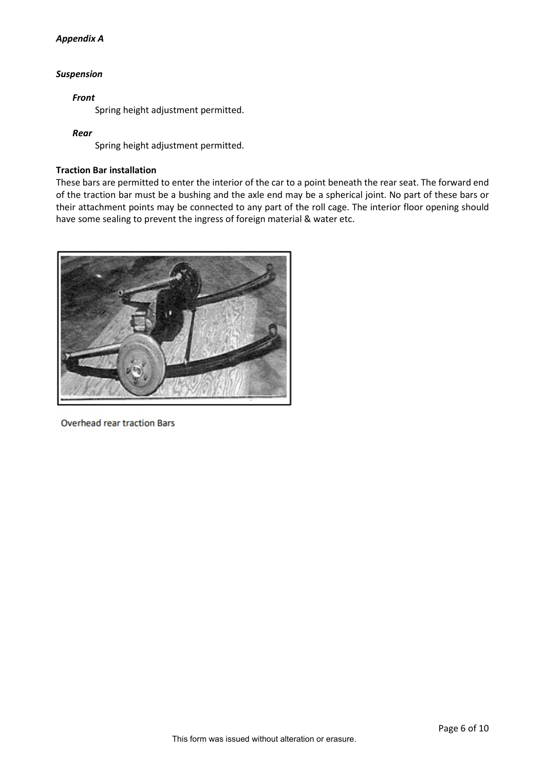*Appendix A*

***Suspension***

***Front***

Spring height adjustment permitted.

***Rear***

Spring height adjustment permitted.

**Traction Bar installation**

These bars are permitted to enter the interior of the car to a point beneath the rear seat. The forward end of the traction bar must be a bushing and the axle end may be a spherical joint. No part of these bars or their attachment points may be connected to any part of the roll cage. The interior floor opening should have some sealing to prevent the ingress of foreign material & water etc.

Overhead rear traction Bars

This form was issued without alteration or erasure.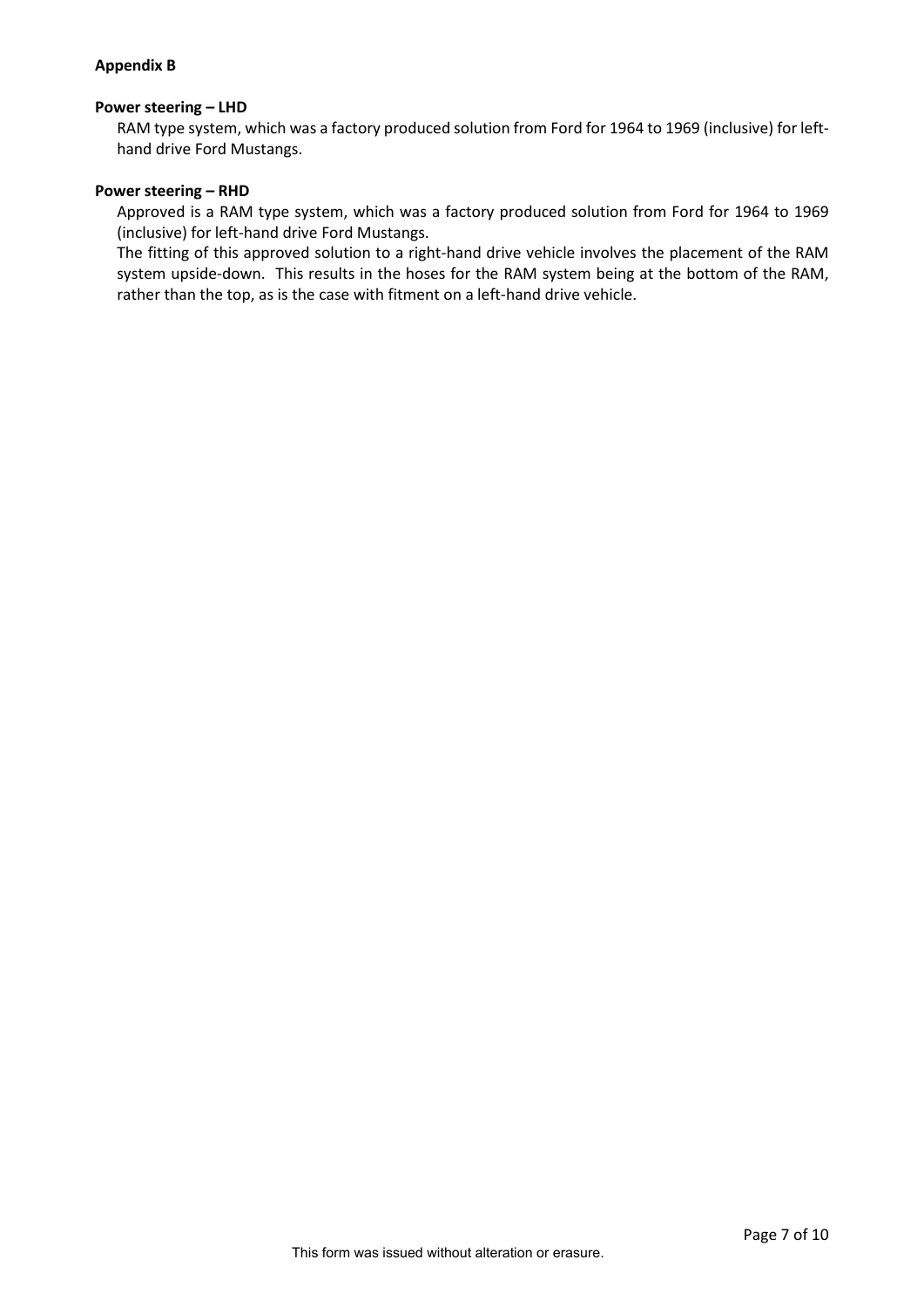**Appendix B**

**Power steering – LHD**

RAM type system, which was a factory produced solution from Ford for 1964 to 1969 (inclusive) for left-hand drive Ford Mustangs.

**Power steering – RHD**

Approved is a RAM type system, which was a factory produced solution from Ford for 1964 to 1969 (inclusive) for left-hand drive Ford Mustangs.

The fitting of this approved solution to a right-hand drive vehicle involves the placement of the RAM system upside-down. This results in the hoses for the RAM system being at the bottom of the RAM, rather than the top, as is the case with fitment on a left-hand drive vehicle.

This form was issued without alteration or erasure.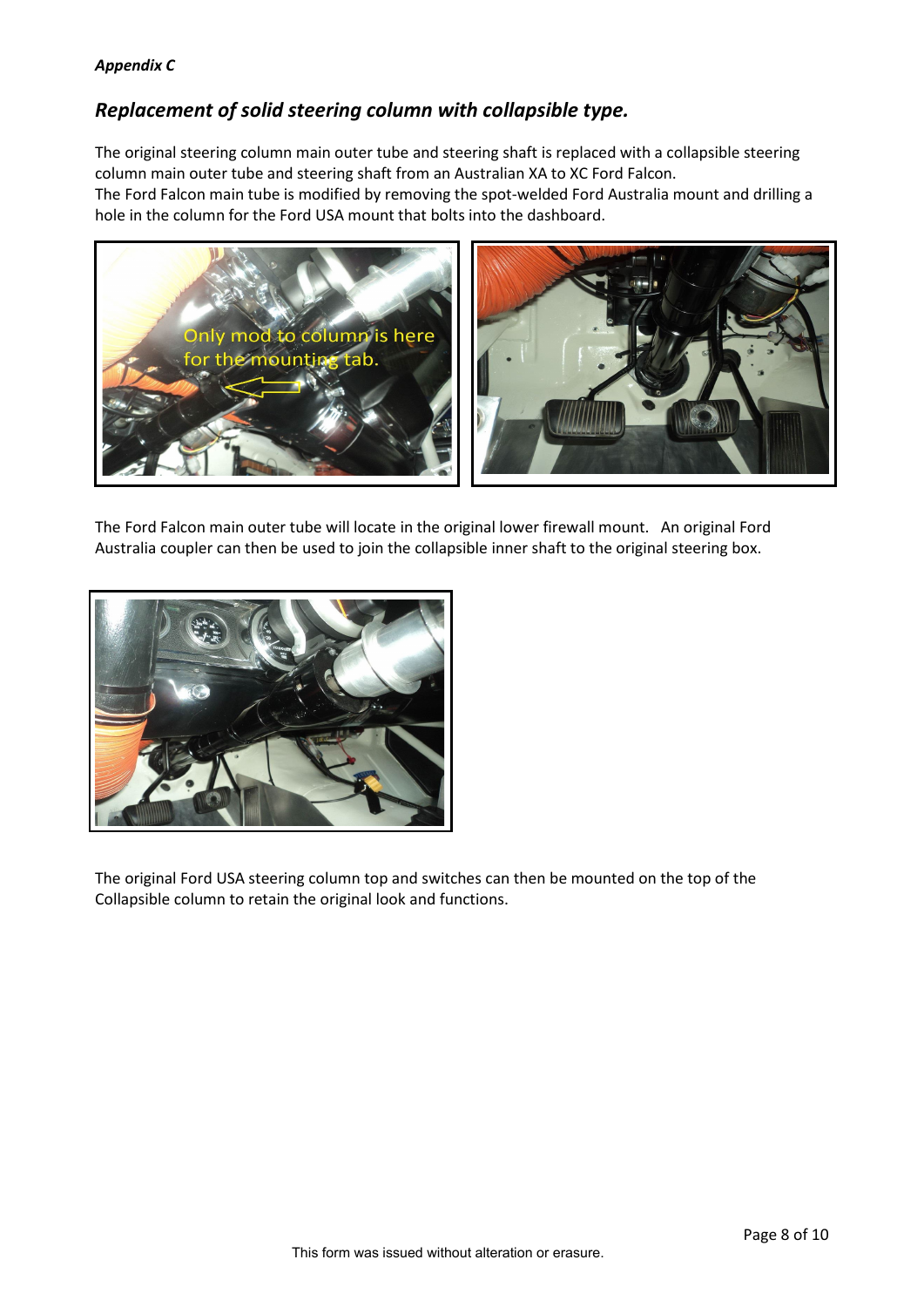***Appendix C***

## *Replacement of solid steering column with collapsible type.*

The original steering column main outer tube and steering shaft is replaced with a collapsible steering column main outer tube and steering shaft from an Australian XA to XC Ford Falcon.
The Ford Falcon main tube is modified by removing the spot-welded Ford Australia mount and drilling a hole in the column for the Ford USA mount that bolts into the dashboard.

The Ford Falcon main outer tube will locate in the original lower firewall mount. An original Ford Australia coupler can then be used to join the collapsible inner shaft to the original steering box.

The original Ford USA steering column top and switches can then be mounted on the top of the Collapsible column to retain the original look and functions.

This form was issued without alteration or erasure.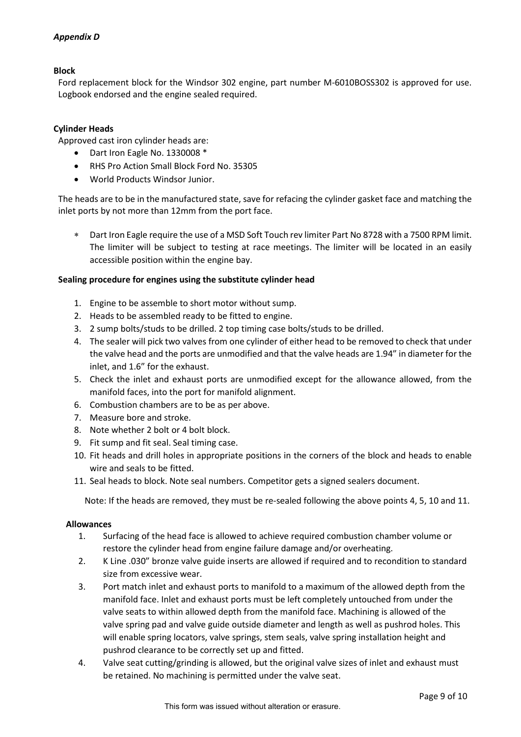*Appendix D*

**Block**

Ford replacement block for the Windsor 302 engine, part number M-6010BOSS302 is approved for use. Logbook endorsed and the engine sealed required.

**Cylinder Heads**

Approved cast iron cylinder heads are:

- Dart Iron Eagle No. 1330008 *
- RHS Pro Action Small Block Ford No. 35305
- World Products Windsor Junior.

The heads are to be in the manufactured state, save for refacing the cylinder gasket face and matching the inlet ports by not more than 12mm from the port face.

- * Dart Iron Eagle require the use of a MSD Soft Touch rev limiter Part No 8728 with a 7500 RPM limit. The limiter will be subject to testing at race meetings. The limiter will be located in an easily accessible position within the engine bay.

**Sealing procedure for engines using the substitute cylinder head**

1. Engine to be assemble to short motor without sump.
2. Heads to be assembled ready to be fitted to engine.
3. 2 sump bolts/studs to be drilled. 2 top timing case bolts/studs to be drilled.
4. The sealer will pick two valves from one cylinder of either head to be removed to check that under the valve head and the ports are unmodified and that the valve heads are 1.94" in diameter for the inlet, and 1.6" for the exhaust.
5. Check the inlet and exhaust ports are unmodified except for the allowance allowed, from the manifold faces, into the port for manifold alignment.
6. Combustion chambers are to be as per above.
7. Measure bore and stroke.
8. Note whether 2 bolt or 4 bolt block.
9. Fit sump and fit seal. Seal timing case.
10. Fit heads and drill holes in appropriate positions in the corners of the block and heads to enable wire and seals to be fitted.
11. Seal heads to block. Note seal numbers. Competitor gets a signed sealers document.

Note: If the heads are removed, they must be re-sealed following the above points 4, 5, 10 and 11.

**Allowances**

1. Surfacing of the head face is allowed to achieve required combustion chamber volume or restore the cylinder head from engine failure damage and/or overheating.
2. K Line .030" bronze valve guide inserts are allowed if required and to recondition to standard size from excessive wear.
3. Port match inlet and exhaust ports to manifold to a maximum of the allowed depth from the manifold face. Inlet and exhaust ports must be left completely untouched from under the valve seats to within allowed depth from the manifold face. Machining is allowed of the valve spring pad and valve guide outside diameter and length as well as pushrod holes. This will enable spring locators, valve springs, stem seals, valve spring installation height and pushrod clearance to be correctly set up and fitted.
4. Valve seat cutting/grinding is allowed, but the original valve sizes of inlet and exhaust must be retained. No machining is permitted under the valve seat.

This form was issued without alteration or erasure.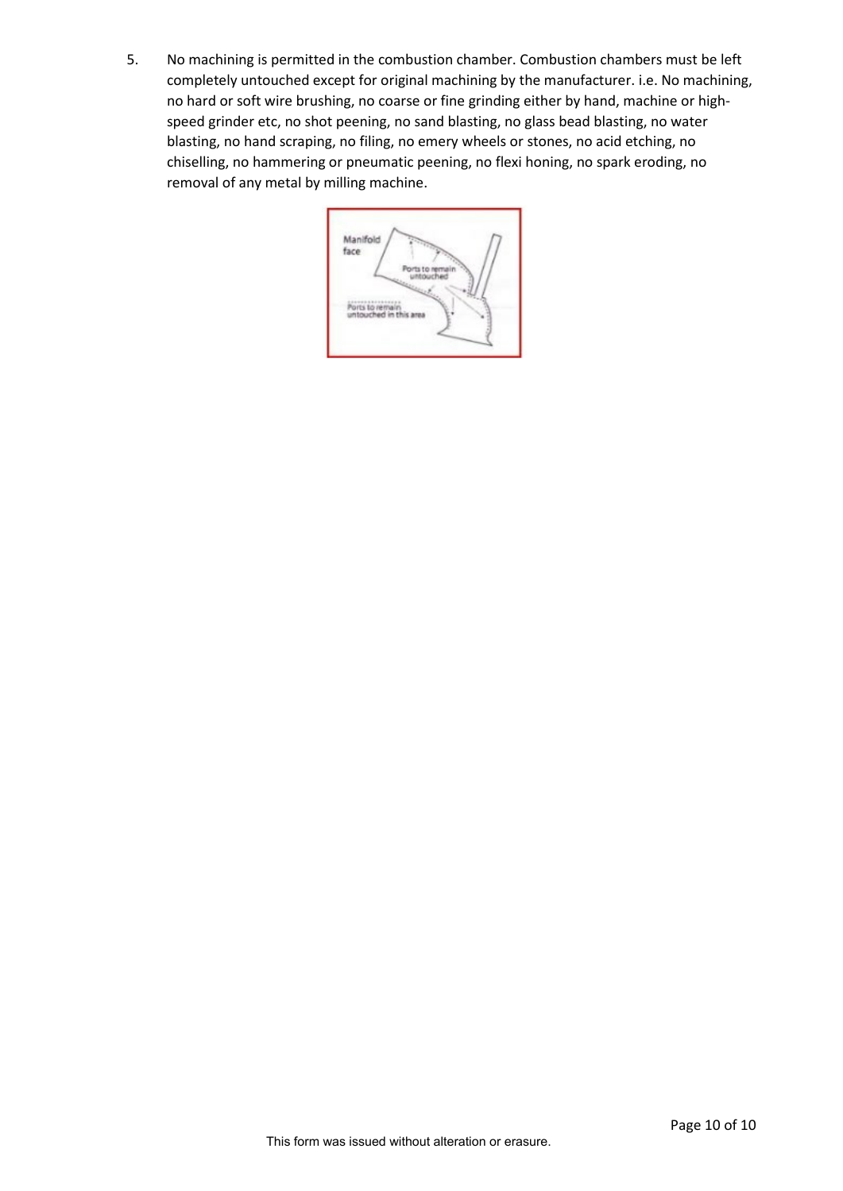5. No machining is permitted in the combustion chamber. Combustion chambers must be left completely untouched except for original machining by the manufacturer. i.e. No machining, no hard or soft wire brushing, no coarse or fine grinding either by hand, machine or high-speed grinder etc, no shot peening, no sand blasting, no glass bead blasting, no water blasting, no hand scraping, no filing, no emery wheels or stones, no acid etching, no chiselling, no hammering or pneumatic peening, no flexi honing, no spark eroding, no removal of any metal by milling machine.

Manifold face

Ports to remain untouched

Ports to remain untouched in this area